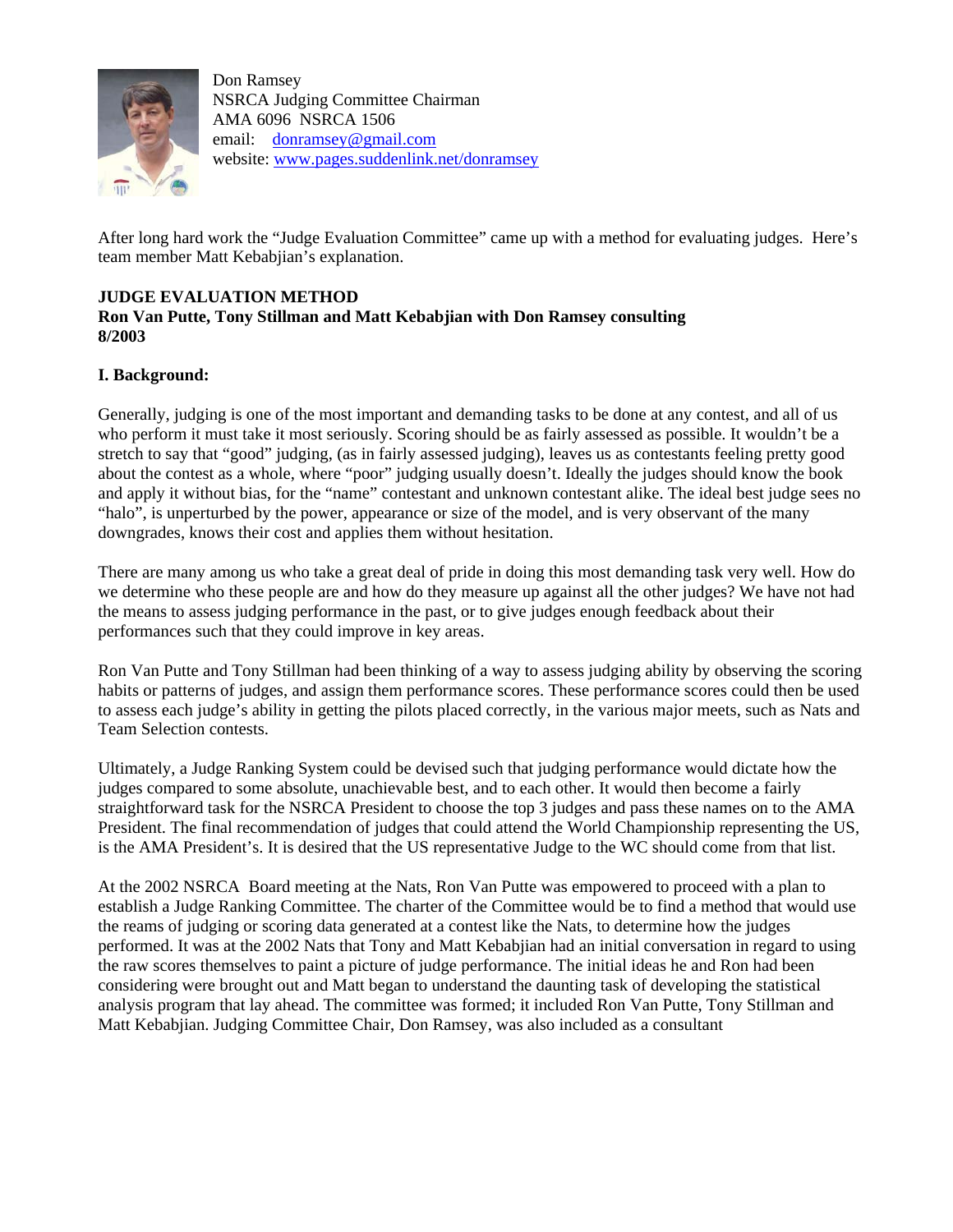Don Ramsey
NSRCA Judging Committee Chairman
AMA 6096 NSRCA 1506
email: [donramsey@gmail.com](mailto:donramsey@gmail.com)
website: [www.pages.suddenlink.net/donramsey](http://www.pages.suddenlink.net/donramsey)

After long hard work the "Judge Evaluation Committee" came up with a method for evaluating judges. Here's team member Matt Kebabjian's explanation.

**JUDGE EVALUATION METHOD**
**Ron Van Putte, Tony Stillman and Matt Kebabjian with Don Ramsey consulting**
**8/2003**

**I. Background:**

Generally, judging is one of the most important and demanding tasks to be done at any contest, and all of us who perform it must take it most seriously. Scoring should be as fairly assessed as possible. It wouldn't be a stretch to say that "good" judging, (as in fairly assessed judging), leaves us as contestants feeling pretty good about the contest as a whole, where "poor" judging usually doesn't. Ideally the judges should know the book and apply it without bias, for the "name" contestant and unknown contestant alike. The ideal best judge sees no "halo", is unperturbed by the power, appearance or size of the model, and is very observant of the many downgrades, knows their cost and applies them without hesitation.

There are many among us who take a great deal of pride in doing this most demanding task very well. How do we determine who these people are and how do they measure up against all the other judges? We have not had the means to assess judging performance in the past, or to give judges enough feedback about their performances such that they could improve in key areas.

Ron Van Putte and Tony Stillman had been thinking of a way to assess judging ability by observing the scoring habits or patterns of judges, and assign them performance scores. These performance scores could then be used to assess each judge's ability in getting the pilots placed correctly, in the various major meets, such as Nats and Team Selection contests.

Ultimately, a Judge Ranking System could be devised such that judging performance would dictate how the judges compared to some absolute, unachievable best, and to each other. It would then become a fairly straightforward task for the NSRCA President to choose the top 3 judges and pass these names on to the AMA President. The final recommendation of judges that could attend the World Championship representing the US, is the AMA President's. It is desired that the US representative Judge to the WC should come from that list.

At the 2002 NSRCA Board meeting at the Nats, Ron Van Putte was empowered to proceed with a plan to establish a Judge Ranking Committee. The charter of the Committee would be to find a method that would use the reams of judging or scoring data generated at a contest like the Nats, to determine how the judges performed. It was at the 2002 Nats that Tony and Matt Kebabjian had an initial conversation in regard to using the raw scores themselves to paint a picture of judge performance. The initial ideas he and Ron had been considering were brought out and Matt began to understand the daunting task of developing the statistical analysis program that lay ahead. The committee was formed; it included Ron Van Putte, Tony Stillman and Matt Kebabjian. Judging Committee Chair, Don Ramsey, was also included as a consultant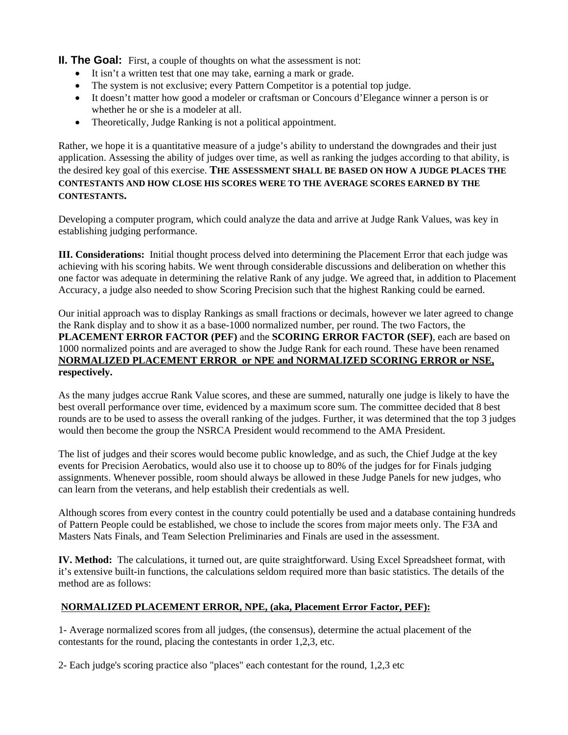**II. The Goal:** First, a couple of thoughts on what the assessment is not:

- It isn't a written test that one may take, earning a mark or grade.
- The system is not exclusive; every Pattern Competitor is a potential top judge.
- It doesn't matter how good a modeler or craftsman or Concours d'Elegance winner a person is or whether he or she is a modeler at all.
- Theoretically, Judge Ranking is not a political appointment.

Rather, we hope it is a quantitative measure of a judge's ability to understand the downgrades and their just application. Assessing the ability of judges over time, as well as ranking the judges according to that ability, is the desired key goal of this exercise. **THE ASSESSMENT SHALL BE BASED ON HOW A JUDGE PLACES THE CONTESTANTS AND HOW CLOSE HIS SCORES WERE TO THE AVERAGE SCORES EARNED BY THE CONTESTANTS.**

Developing a computer program, which could analyze the data and arrive at Judge Rank Values, was key in establishing judging performance.

**III. Considerations:** Initial thought process delved into determining the Placement Error that each judge was achieving with his scoring habits. We went through considerable discussions and deliberation on whether this one factor was adequate in determining the relative Rank of any judge. We agreed that, in addition to Placement Accuracy, a judge also needed to show Scoring Precision such that the highest Ranking could be earned.

Our initial approach was to display Rankings as small fractions or decimals, however we later agreed to change the Rank display and to show it as a base-1000 normalized number, per round. The two Factors, the **PLACEMENT ERROR FACTOR (PEF)** and the **SCORING ERROR FACTOR (SEF)**, each are based on 1000 normalized points and are averaged to show the Judge Rank for each round. These have been renamed **NORMALIZED PLACEMENT ERROR or NPE and NORMALIZED SCORING ERROR or NSE, respectively.**

As the many judges accrue Rank Value scores, and these are summed, naturally one judge is likely to have the best overall performance over time, evidenced by a maximum score sum. The committee decided that 8 best rounds are to be used to assess the overall ranking of the judges. Further, it was determined that the top 3 judges would then become the group the NSRCA President would recommend to the AMA President.

The list of judges and their scores would become public knowledge, and as such, the Chief Judge at the key events for Precision Aerobatics, would also use it to choose up to 80% of the judges for for Finals judging assignments. Whenever possible, room should always be allowed in these Judge Panels for new judges, who can learn from the veterans, and help establish their credentials as well.

Although scores from every contest in the country could potentially be used and a database containing hundreds of Pattern People could be established, we chose to include the scores from major meets only. The F3A and Masters Nats Finals, and Team Selection Preliminaries and Finals are used in the assessment.

**IV. Method:** The calculations, it turned out, are quite straightforward. Using Excel Spreadsheet format, with it's extensive built-in functions, the calculations seldom required more than basic statistics. The details of the method are as follows:

**NORMALIZED PLACEMENT ERROR, NPE, (aka, Placement Error Factor, PEF):**

1- Average normalized scores from all judges, (the consensus), determine the actual placement of the contestants for the round, placing the contestants in order 1,2,3, etc.

2- Each judge's scoring practice also "places" each contestant for the round, 1,2,3 etc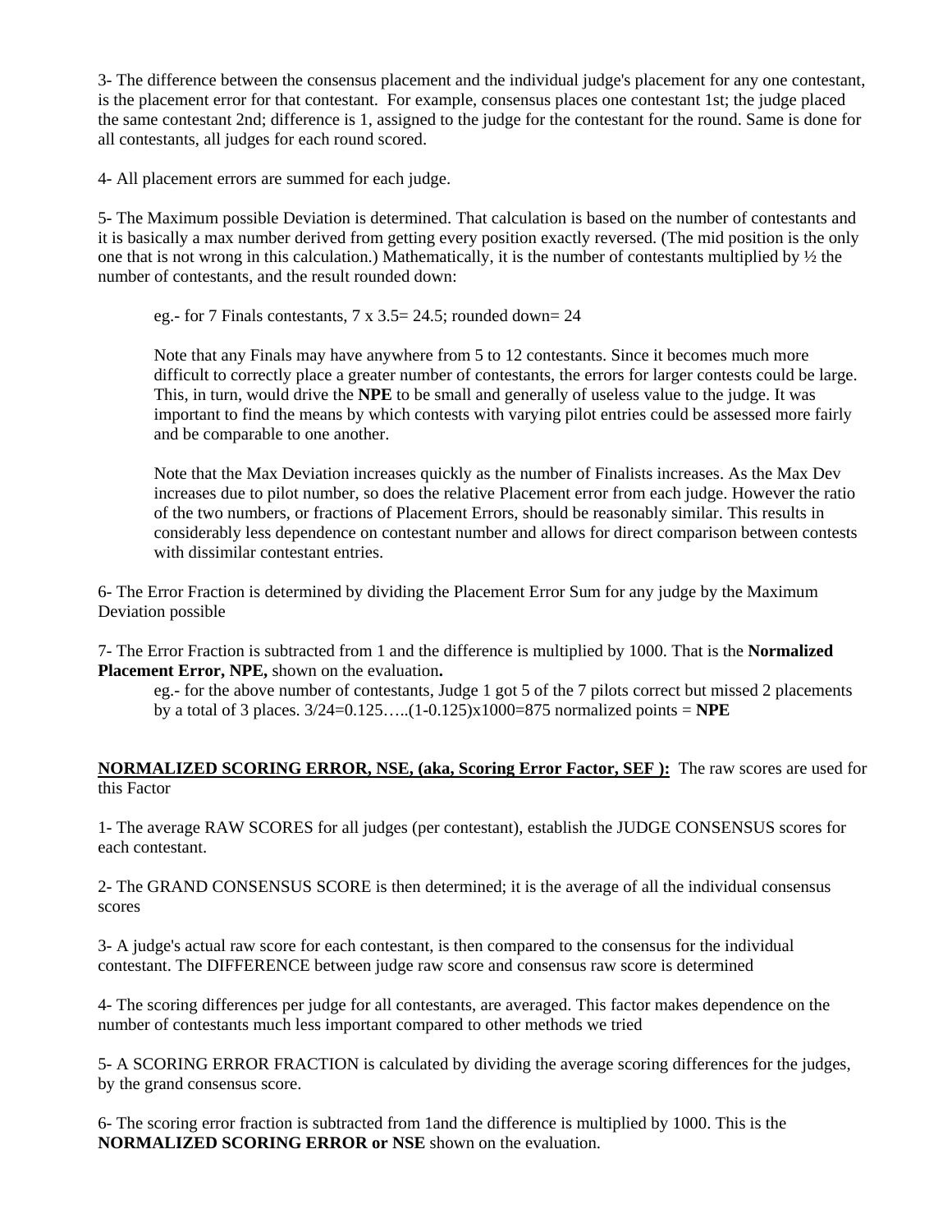3- The difference between the consensus placement and the individual judge's placement for any one contestant, is the placement error for that contestant. For example, consensus places one contestant 1st; the judge placed the same contestant 2nd; difference is 1, assigned to the judge for the contestant for the round. Same is done for all contestants, all judges for each round scored.

4- All placement errors are summed for each judge.

5- The Maximum possible Deviation is determined. That calculation is based on the number of contestants and it is basically a max number derived from getting every position exactly reversed. (The mid position is the only one that is not wrong in this calculation.) Mathematically, it is the number of contestants multiplied by ½ the number of contestants, and the result rounded down:

> eg.- for 7 Finals contestants, 7 x 3.5= 24.5; rounded down= 24
>
> Note that any Finals may have anywhere from 5 to 12 contestants. Since it becomes much more difficult to correctly place a greater number of contestants, the errors for larger contests could be large. This, in turn, would drive the **NPE** to be small and generally of useless value to the judge. It was important to find the means by which contests with varying pilot entries could be assessed more fairly and be comparable to one another.
>
> Note that the Max Deviation increases quickly as the number of Finalists increases. As the Max Dev increases due to pilot number, so does the relative Placement error from each judge. However the ratio of the two numbers, or fractions of Placement Errors, should be reasonably similar. This results in considerably less dependence on contestant number and allows for direct comparison between contests with dissimilar contestant entries.

6- The Error Fraction is determined by dividing the Placement Error Sum for any judge by the Maximum Deviation possible

7- The Error Fraction is subtracted from 1 and the difference is multiplied by 1000. That is the **Normalized Placement Error, NPE,** shown on the evaluation**.**

> eg.- for the above number of contestants, Judge 1 got 5 of the 7 pilots correct but missed 2 placements by a total of 3 places. 3/24=0.125…..(1-0.125)x1000=875 normalized points = **NPE**

**<u>NORMALIZED SCORING ERROR, NSE, (aka, Scoring Error Factor, SEF ):</u>** The raw scores are used for this Factor

1- The average RAW SCORES for all judges (per contestant), establish the JUDGE CONSENSUS scores for each contestant.

2- The GRAND CONSENSUS SCORE is then determined; it is the average of all the individual consensus scores

3- A judge's actual raw score for each contestant, is then compared to the consensus for the individual contestant. The DIFFERENCE between judge raw score and consensus raw score is determined

4- The scoring differences per judge for all contestants, are averaged. This factor makes dependence on the number of contestants much less important compared to other methods we tried

5- A SCORING ERROR FRACTION is calculated by dividing the average scoring differences for the judges, by the grand consensus score.

6- The scoring error fraction is subtracted from 1and the difference is multiplied by 1000. This is the **NORMALIZED SCORING ERROR or NSE** shown on the evaluation.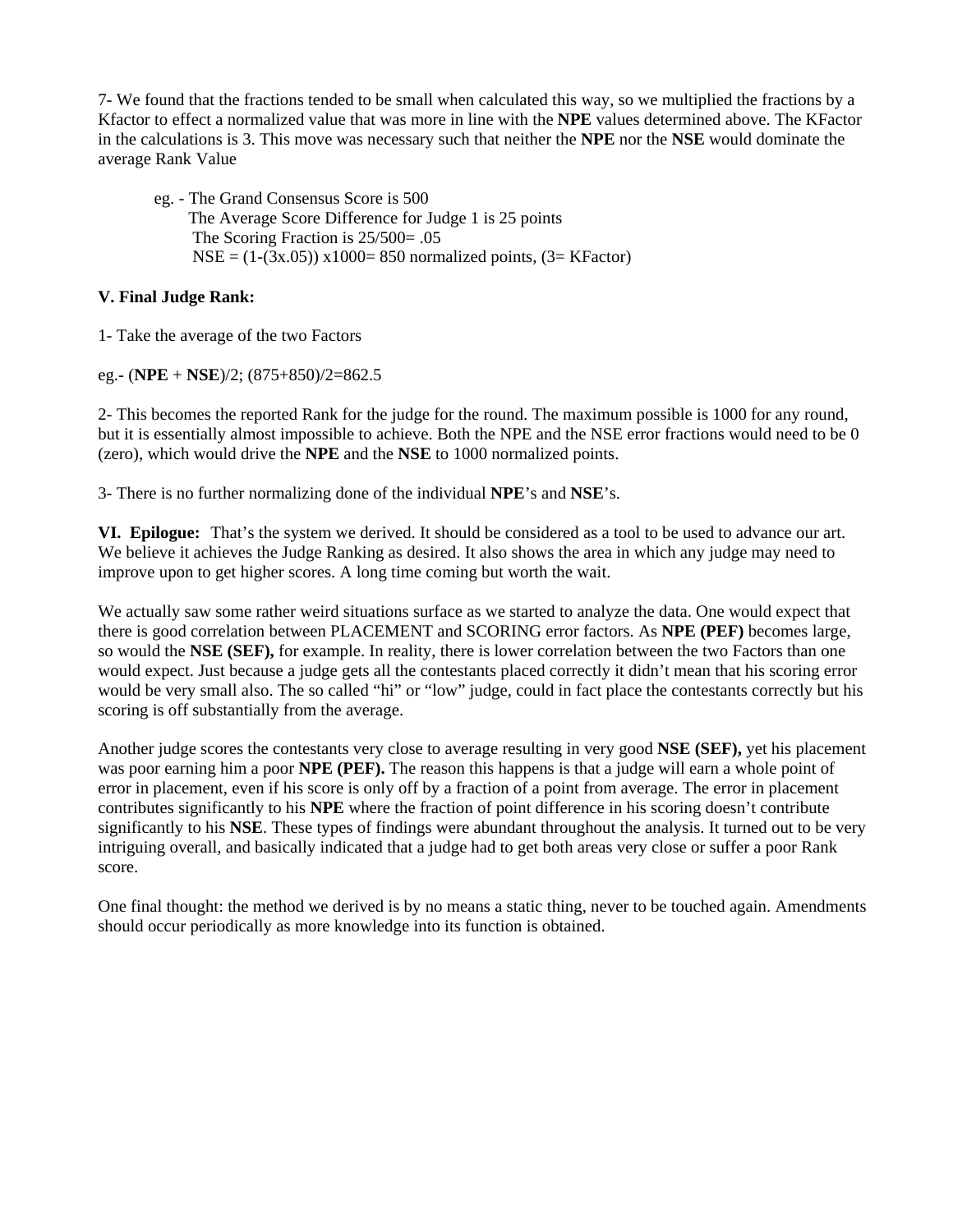7- We found that the fractions tended to be small when calculated this way, so we multiplied the fractions by a Kfactor to effect a normalized value that was more in line with the **NPE** values determined above. The KFactor in the calculations is 3. This move was necessary such that neither the **NPE** nor the **NSE** would dominate the average Rank Value

> eg. - The Grand Consensus Score is 500
> The Average Score Difference for Judge 1 is 25 points
> The Scoring Fraction is 25/500= .05
> NSE = (1-(3x.05)) x1000= 850 normalized points, (3= KFactor)

**V. Final Judge Rank:**

1- Take the average of the two Factors

eg.- (**NPE** + **NSE**)/2; (875+850)/2=862.5

2- This becomes the reported Rank for the judge for the round. The maximum possible is 1000 for any round, but it is essentially almost impossible to achieve. Both the NPE and the NSE error fractions would need to be 0 (zero), which would drive the **NPE** and the **NSE** to 1000 normalized points.

3- There is no further normalizing done of the individual **NPE**'s and **NSE**'s.

**VI. Epilogue:** That's the system we derived. It should be considered as a tool to be used to advance our art. We believe it achieves the Judge Ranking as desired. It also shows the area in which any judge may need to improve upon to get higher scores. A long time coming but worth the wait.

We actually saw some rather weird situations surface as we started to analyze the data. One would expect that there is good correlation between PLACEMENT and SCORING error factors. As **NPE (PEF)** becomes large, so would the **NSE (SEF),** for example. In reality, there is lower correlation between the two Factors than one would expect. Just because a judge gets all the contestants placed correctly it didn't mean that his scoring error would be very small also. The so called "hi" or "low" judge, could in fact place the contestants correctly but his scoring is off substantially from the average.

Another judge scores the contestants very close to average resulting in very good **NSE (SEF),** yet his placement was poor earning him a poor **NPE (PEF).** The reason this happens is that a judge will earn a whole point of error in placement, even if his score is only off by a fraction of a point from average. The error in placement contributes significantly to his **NPE** where the fraction of point difference in his scoring doesn't contribute significantly to his **NSE**. These types of findings were abundant throughout the analysis. It turned out to be very intriguing overall, and basically indicated that a judge had to get both areas very close or suffer a poor Rank score.

One final thought: the method we derived is by no means a static thing, never to be touched again. Amendments should occur periodically as more knowledge into its function is obtained.